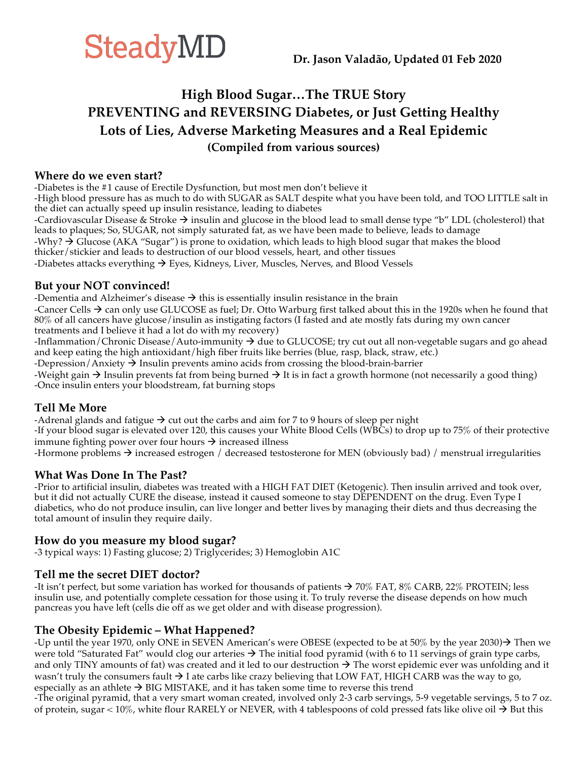SteadyMD

**Dr. Jason Valadão, Updated 01 Feb 2020**

# High Blood Sugar…The TRUE Story
# PREVENTING and REVERSING Diabetes, or Just Getting Healthy
# Lots of Lies, Adverse Marketing Measures and a Real Epidemic
**(Compiled from various sources)**

## Where do we even start?

-Diabetes is the #1 cause of Erectile Dysfunction, but most men don't believe it

-High blood pressure has as much to do with SUGAR as SALT despite what you have been told, and TOO LITTLE salt in the diet can actually speed up insulin resistance, leading to diabetes

-Cardiovascular Disease & Stroke → insulin and glucose in the blood lead to small dense type "b" LDL (cholesterol) that leads to plaques; So, SUGAR, not simply saturated fat, as we have been made to believe, leads to damage

-Why? → Glucose (AKA "Sugar") is prone to oxidation, which leads to high blood sugar that makes the blood thicker/stickier and leads to destruction of our blood vessels, heart, and other tissues

-Diabetes attacks everything → Eyes, Kidneys, Liver, Muscles, Nerves, and Blood Vessels

## But your NOT convinced!

-Dementia and Alzheimer's disease → this is essentially insulin resistance in the brain

-Cancer Cells → can only use GLUCOSE as fuel; Dr. Otto Warburg first talked about this in the 1920s when he found that 80% of all cancers have glucose/insulin as instigating factors (I fasted and ate mostly fats during my own cancer treatments and I believe it had a lot do with my recovery)

-Inflammation/Chronic Disease/Auto-immunity → due to GLUCOSE; try cut out all non-vegetable sugars and go ahead and keep eating the high antioxidant/high fiber fruits like berries (blue, rasp, black, straw, etc.)

-Depression/Anxiety → Insulin prevents amino acids from crossing the blood-brain-barrier

-Weight gain → Insulin prevents fat from being burned → It is in fact a growth hormone (not necessarily a good thing)

-Once insulin enters your bloodstream, fat burning stops

## Tell Me More

-Adrenal glands and fatigue → cut out the carbs and aim for 7 to 9 hours of sleep per night

-If your blood sugar is elevated over 120, this causes your White Blood Cells (WBCs) to drop up to 75% of their protective immune fighting power over four hours → increased illness

-Hormone problems → increased estrogen / decreased testosterone for MEN (obviously bad) / menstrual irregularities

## What Was Done In The Past?

-Prior to artificial insulin, diabetes was treated with a HIGH FAT DIET (Ketogenic). Then insulin arrived and took over, but it did not actually CURE the disease, instead it caused someone to stay DEPENDENT on the drug. Even Type I diabetics, who do not produce insulin, can live longer and better lives by managing their diets and thus decreasing the total amount of insulin they require daily.

## How do you measure my blood sugar?

-3 typical ways: 1) Fasting glucose; 2) Triglycerides; 3) Hemoglobin A1C

## Tell me the secret DIET doctor?

-It isn't perfect, but some variation has worked for thousands of patients → 70% FAT, 8% CARB, 22% PROTEIN; less insulin use, and potentially complete cessation for those using it. To truly reverse the disease depends on how much pancreas you have left (cells die off as we get older and with disease progression).

## The Obesity Epidemic – What Happened?

-Up until the year 1970, only ONE in SEVEN American's were OBESE (expected to be at 50% by the year 2030)→ Then we were told "Saturated Fat" would clog our arteries → The initial food pyramid (with 6 to 11 servings of grain type carbs, and only TINY amounts of fat) was created and it led to our destruction → The worst epidemic ever was unfolding and it wasn't truly the consumers fault → I ate carbs like crazy believing that LOW FAT, HIGH CARB was the way to go, especially as an athlete → BIG MISTAKE, and it has taken some time to reverse this trend

-The original pyramid, that a very smart woman created, involved only 2-3 carb servings, 5-9 vegetable servings, 5 to 7 oz. of protein, sugar < 10%, white flour RARELY or NEVER, with 4 tablespoons of cold pressed fats like olive oil → But this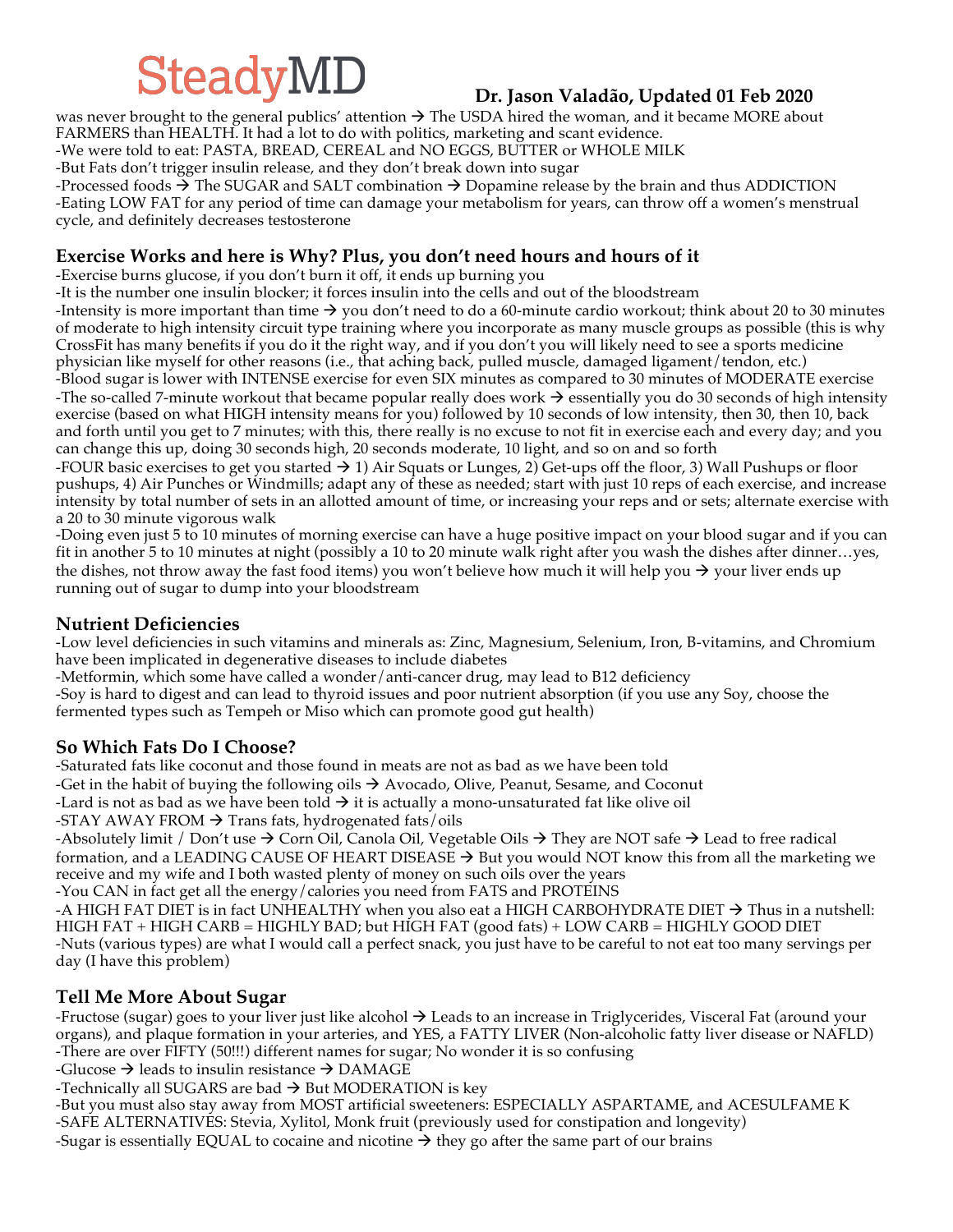was never brought to the general publics' attention → The USDA hired the woman, and it became MORE about FARMERS than HEALTH. It had a lot to do with politics, marketing and scant evidence.

-We were told to eat: PASTA, BREAD, CEREAL and NO EGGS, BUTTER or WHOLE MILK

-But Fats don't trigger insulin release, and they don't break down into sugar

-Processed foods → The SUGAR and SALT combination → Dopamine release by the brain and thus ADDICTION

-Eating LOW FAT for any period of time can damage your metabolism for years, can throw off a women's menstrual cycle, and definitely decreases testosterone

## Exercise Works and here is Why? Plus, you don't need hours and hours of it

-Exercise burns glucose, if you don't burn it off, it ends up burning you

-It is the number one insulin blocker; it forces insulin into the cells and out of the bloodstream

-Intensity is more important than time → you don't need to do a 60-minute cardio workout; think about 20 to 30 minutes of moderate to high intensity circuit type training where you incorporate as many muscle groups as possible (this is why CrossFit has many benefits if you do it the right way, and if you don't you will likely need to see a sports medicine physician like myself for other reasons (i.e., that aching back, pulled muscle, damaged ligament/tendon, etc.)

-Blood sugar is lower with INTENSE exercise for even SIX minutes as compared to 30 minutes of MODERATE exercise

-The so-called 7-minute workout that became popular really does work → essentially you do 30 seconds of high intensity exercise (based on what HIGH intensity means for you) followed by 10 seconds of low intensity, then 30, then 10, back and forth until you get to 7 minutes; with this, there really is no excuse to not fit in exercise each and every day; and you can change this up, doing 30 seconds high, 20 seconds moderate, 10 light, and so on and so forth

-FOUR basic exercises to get you started → 1) Air Squats or Lunges, 2) Get-ups off the floor, 3) Wall Pushups or floor pushups, 4) Air Punches or Windmills; adapt any of these as needed; start with just 10 reps of each exercise, and increase intensity by total number of sets in an allotted amount of time, or increasing your reps and or sets; alternate exercise with a 20 to 30 minute vigorous walk

-Doing even just 5 to 10 minutes of morning exercise can have a huge positive impact on your blood sugar and if you can fit in another 5 to 10 minutes at night (possibly a 10 to 20 minute walk right after you wash the dishes after dinner…yes, the dishes, not throw away the fast food items) you won't believe how much it will help you → your liver ends up running out of sugar to dump into your bloodstream

## Nutrient Deficiencies

-Low level deficiencies in such vitamins and minerals as: Zinc, Magnesium, Selenium, Iron, B-vitamins, and Chromium have been implicated in degenerative diseases to include diabetes

-Metformin, which some have called a wonder/anti-cancer drug, may lead to B12 deficiency

-Soy is hard to digest and can lead to thyroid issues and poor nutrient absorption (if you use any Soy, choose the fermented types such as Tempeh or Miso which can promote good gut health)

## So Which Fats Do I Choose?

-Saturated fats like coconut and those found in meats are not as bad as we have been told

-Get in the habit of buying the following oils → Avocado, Olive, Peanut, Sesame, and Coconut

-Lard is not as bad as we have been told → it is actually a mono-unsaturated fat like olive oil

-STAY AWAY FROM → Trans fats, hydrogenated fats/oils

-Absolutely limit / Don't use → Corn Oil, Canola Oil, Vegetable Oils → They are NOT safe → Lead to free radical formation, and a LEADING CAUSE OF HEART DISEASE → But you would NOT know this from all the marketing we receive and my wife and I both wasted plenty of money on such oils over the years

-You CAN in fact get all the energy/calories you need from FATS and PROTEINS

-A HIGH FAT DIET is in fact UNHEALTHY when you also eat a HIGH CARBOHYDRATE DIET → Thus in a nutshell: HIGH FAT + HIGH CARB = HIGHLY BAD; but HIGH FAT (good fats) + LOW CARB = HIGHLY GOOD DIET

-Nuts (various types) are what I would call a perfect snack, you just have to be careful to not eat too many servings per day (I have this problem)

## Tell Me More About Sugar

-Fructose (sugar) goes to your liver just like alcohol → Leads to an increase in Triglycerides, Visceral Fat (around your organs), and plaque formation in your arteries, and YES, a FATTY LIVER (Non-alcoholic fatty liver disease or NAFLD)

-There are over FIFTY (50!!!) different names for sugar; No wonder it is so confusing

-Glucose → leads to insulin resistance → DAMAGE

-Technically all SUGARS are bad → But MODERATION is key

-But you must also stay away from MOST artificial sweeteners: ESPECIALLY ASPARTAME, and ACESULFAME K

-SAFE ALTERNATIVES: Stevia, Xylitol, Monk fruit (previously used for constipation and longevity)

-Sugar is essentially EQUAL to cocaine and nicotine → they go after the same part of our brains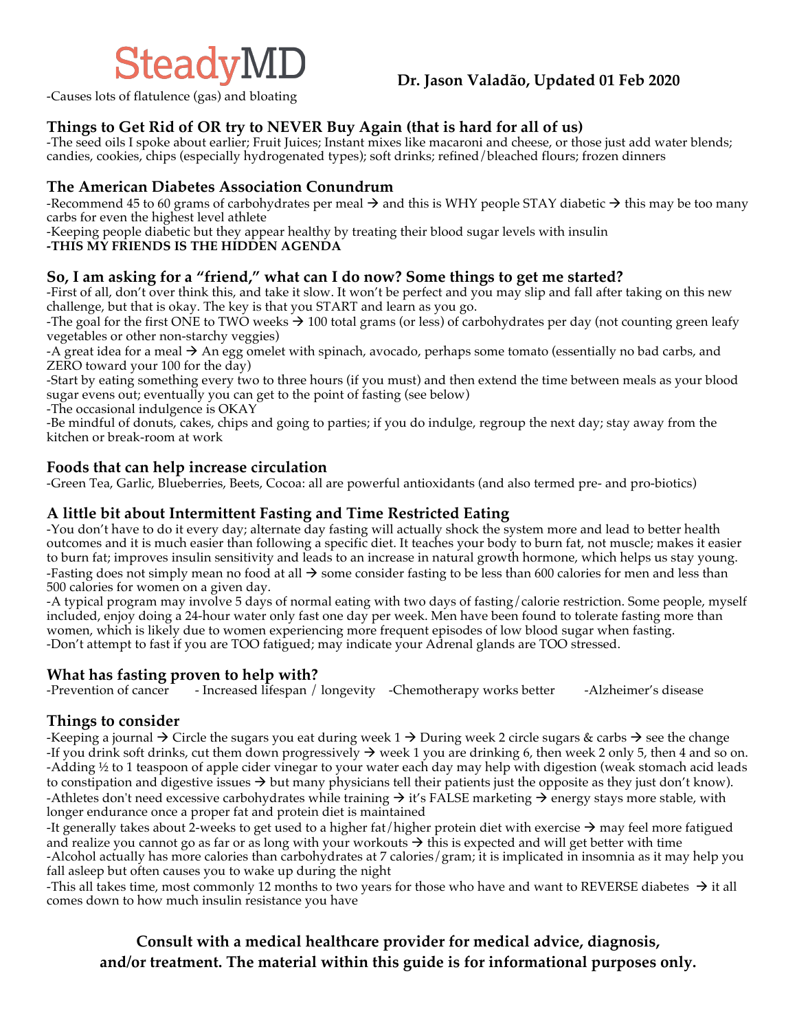-Causes lots of flatulence (gas) and bloating

### Things to Get Rid of OR try to NEVER Buy Again (that is hard for all of us)

-The seed oils I spoke about earlier; Fruit Juices; Instant mixes like macaroni and cheese, or those just add water blends; candies, cookies, chips (especially hydrogenated types); soft drinks; refined/bleached flours; frozen dinners

### The American Diabetes Association Conundrum

-Recommend 45 to 60 grams of carbohydrates per meal → and this is WHY people STAY diabetic → this may be too many carbs for even the highest level athlete
-Keeping people diabetic but they appear healthy by treating their blood sugar levels with insulin
**-THIS MY FRIENDS IS THE HIDDEN AGENDA**

### So, I am asking for a "friend," what can I do now? Some things to get me started?

-First of all, don't over think this, and take it slow. It won't be perfect and you may slip and fall after taking on this new challenge, but that is okay. The key is that you START and learn as you go.
-The goal for the first ONE to TWO weeks → 100 total grams (or less) of carbohydrates per day (not counting green leafy vegetables or other non-starchy veggies)
-A great idea for a meal → An egg omelet with spinach, avocado, perhaps some tomato (essentially no bad carbs, and ZERO toward your 100 for the day)
-Start by eating something every two to three hours (if you must) and then extend the time between meals as your blood sugar evens out; eventually you can get to the point of fasting (see below)
-The occasional indulgence is OKAY
-Be mindful of donuts, cakes, chips and going to parties; if you do indulge, regroup the next day; stay away from the kitchen or break-room at work

### Foods that can help increase circulation

-Green Tea, Garlic, Blueberries, Beets, Cocoa: all are powerful antioxidants (and also termed pre- and pro-biotics)

### A little bit about Intermittent Fasting and Time Restricted Eating

-You don't have to do it every day; alternate day fasting will actually shock the system more and lead to better health outcomes and it is much easier than following a specific diet. It teaches your body to burn fat, not muscle; makes it easier to burn fat; improves insulin sensitivity and leads to an increase in natural growth hormone, which helps us stay young.
-Fasting does not simply mean no food at all → some consider fasting to be less than 600 calories for men and less than 500 calories for women on a given day.
-A typical program may involve 5 days of normal eating with two days of fasting/calorie restriction. Some people, myself included, enjoy doing a 24-hour water only fast one day per week. Men have been found to tolerate fasting more than women, which is likely due to women experiencing more frequent episodes of low blood sugar when fasting.
-Don't attempt to fast if you are TOO fatigued; may indicate your Adrenal glands are TOO stressed.

### What has fasting proven to help with?

-Prevention of cancer - Increased lifespan / longevity -Chemotherapy works better -Alzheimer's disease

### Things to consider

-Keeping a journal → Circle the sugars you eat during week 1 → During week 2 circle sugars & carbs → see the change
-If you drink soft drinks, cut them down progressively → week 1 you are drinking 6, then week 2 only 5, then 4 and so on.
-Adding ½ to 1 teaspoon of apple cider vinegar to your water each day may help with digestion (weak stomach acid leads to constipation and digestive issues → but many physicians tell their patients just the opposite as they just don't know).
-Athletes don't need excessive carbohydrates while training → it's FALSE marketing → energy stays more stable, with longer endurance once a proper fat and protein diet is maintained
-It generally takes about 2-weeks to get used to a higher fat/higher protein diet with exercise → may feel more fatigued and realize you cannot go as far or as long with your workouts → this is expected and will get better with time
-Alcohol actually has more calories than carbohydrates at 7 calories/gram; it is implicated in insomnia as it may help you fall asleep but often causes you to wake up during the night
-This all takes time, most commonly 12 months to two years for those who have and want to REVERSE diabetes → it all comes down to how much insulin resistance you have

**Consult with a medical healthcare provider for medical advice, diagnosis, and/or treatment. The material within this guide is for informational purposes only.**